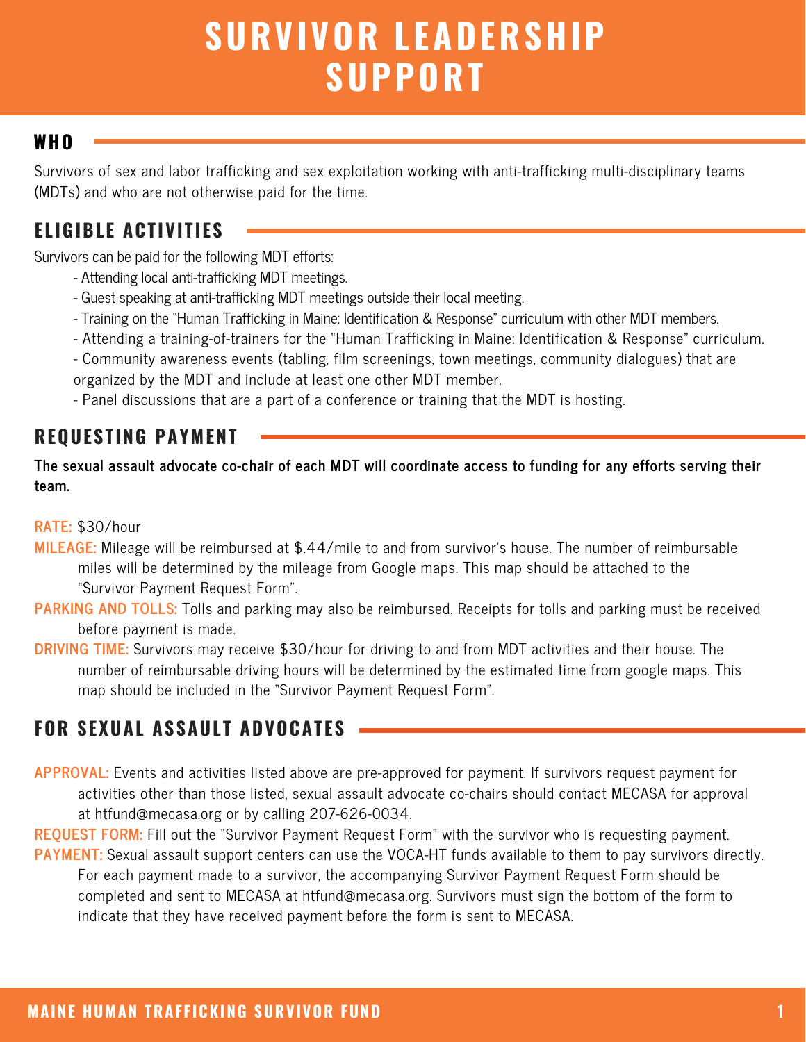# SURVIVOR LEADERSHIP SUPPORT

## WHO

Survivors of sex and labor trafficking and sex exploitation working with anti-trafficking multi-disciplinary teams (MDTs) and who are not otherwise paid for the time.

## ELIGIBLE ACTIVITIES

Survivors can be paid for the following MDT efforts:

- Attending local anti-trafficking MDT meetings.
- Guest speaking at anti-trafficking MDT meetings outside their local meeting.
- Training on the "Human Trafficking in Maine: Identification & Response" curriculum with other MDT members.
- Attending a training-of-trainers for the "Human Trafficking in Maine: Identification & Response" curriculum.
- Community awareness events (tabling, film screenings, town meetings, community dialogues) that are organized by the MDT and include at least one other MDT member.
- Panel discussions that are a part of a conference or training that the MDT is hosting.

## REQUESTING PAYMENT

**The sexual assault advocate co-chair of each MDT will coordinate access to funding for any efforts serving their team.**

**RATE:** $30/hour

**MILEAGE:** Mileage will be reimbursed at $.44/mile to and from survivor's house. The number of reimbursable miles will be determined by the mileage from Google maps. This map should be attached to the "Survivor Payment Request Form".

**PARKING AND TOLLS:** Tolls and parking may also be reimbursed. Receipts for tolls and parking must be received before payment is made.

**DRIVING TIME:** Survivors may receive $30/hour for driving to and from MDT activities and their house. The number of reimbursable driving hours will be determined by the estimated time from google maps. This map should be included in the "Survivor Payment Request Form".

## FOR SEXUAL ASSAULT ADVOCATES

**APPROVAL:** Events and activities listed above are pre-approved for payment. If survivors request payment for activities other than those listed, sexual assault advocate co-chairs should contact MECASA for approval at htfund@mecasa.org or by calling 207-626-0034.

**REQUEST FORM:** Fill out the "Survivor Payment Request Form" with the survivor who is requesting payment.

**PAYMENT:** Sexual assault support centers can use the VOCA-HT funds available to them to pay survivors directly. For each payment made to a survivor, the accompanying Survivor Payment Request Form should be completed and sent to MECASA at htfund@mecasa.org. Survivors must sign the bottom of the form to indicate that they have received payment before the form is sent to MECASA.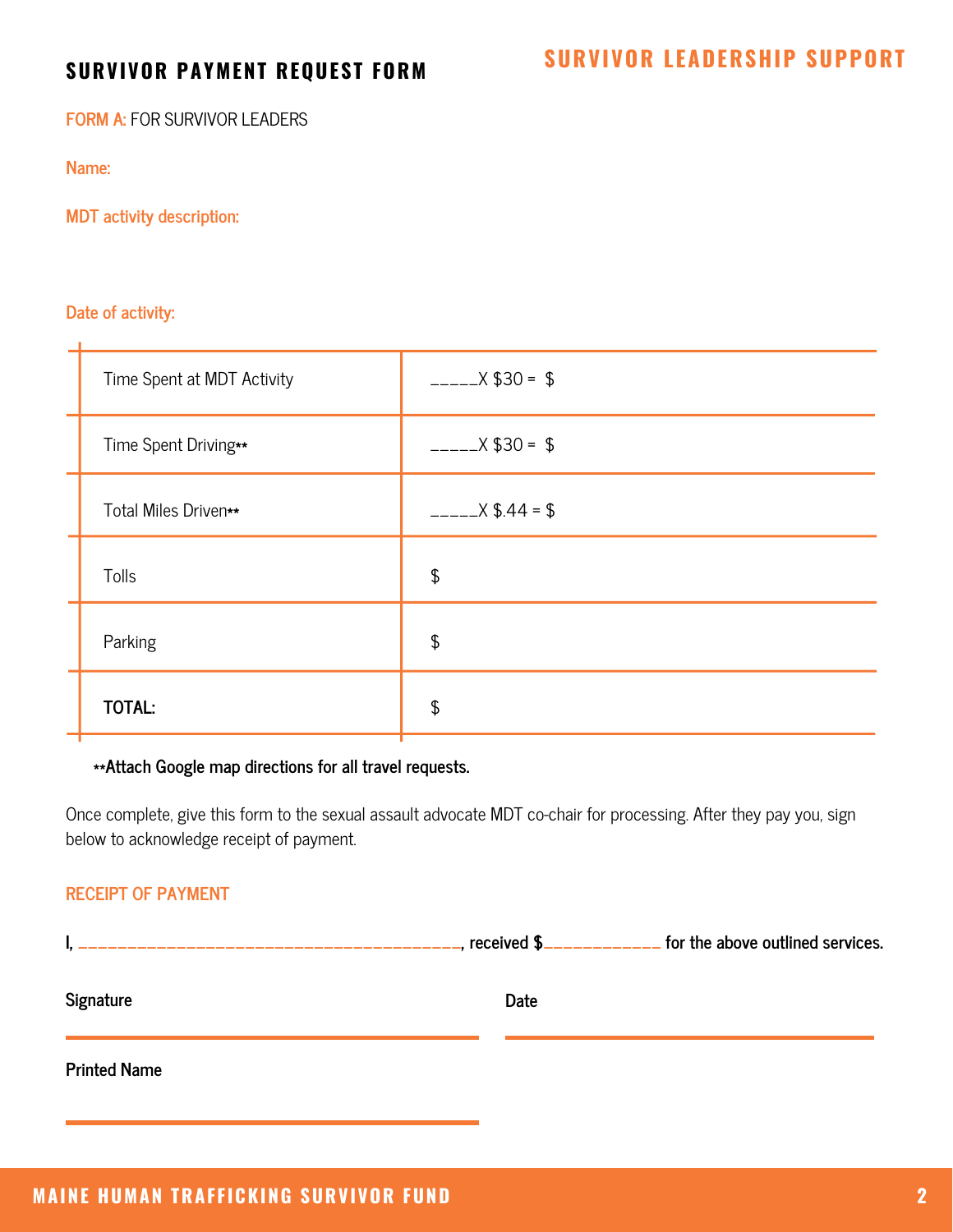# SURVIVOR PAYMENT REQUEST FORM

## SURVIVOR LEADERSHIP SUPPORT

FORM A: FOR SURVIVOR LEADERS

Name:

MDT activity description:

Date of activity:

| | |
|---|---|
| Time Spent at MDT Activity | _____X $30 = $ |
| Time Spent Driving** | _____X $30 = $ |
| Total Miles Driven** | _____X $.44 = $ |
| Tolls | $ |
| Parking | $ |
| **TOTAL:** | $ |

****Attach Google map directions for all travel requests.**

Once complete, give this form to the sexual assault advocate MDT co-chair for processing. After they pay you, sign below to acknowledge receipt of payment.

RECEIPT OF PAYMENT

I, _______________________________________, received $____________ for the above outlined services.

Signature ______________________ Date ______________________

Printed Name ______________________

MAINE HUMAN TRAFFICKING SURVIVOR FUND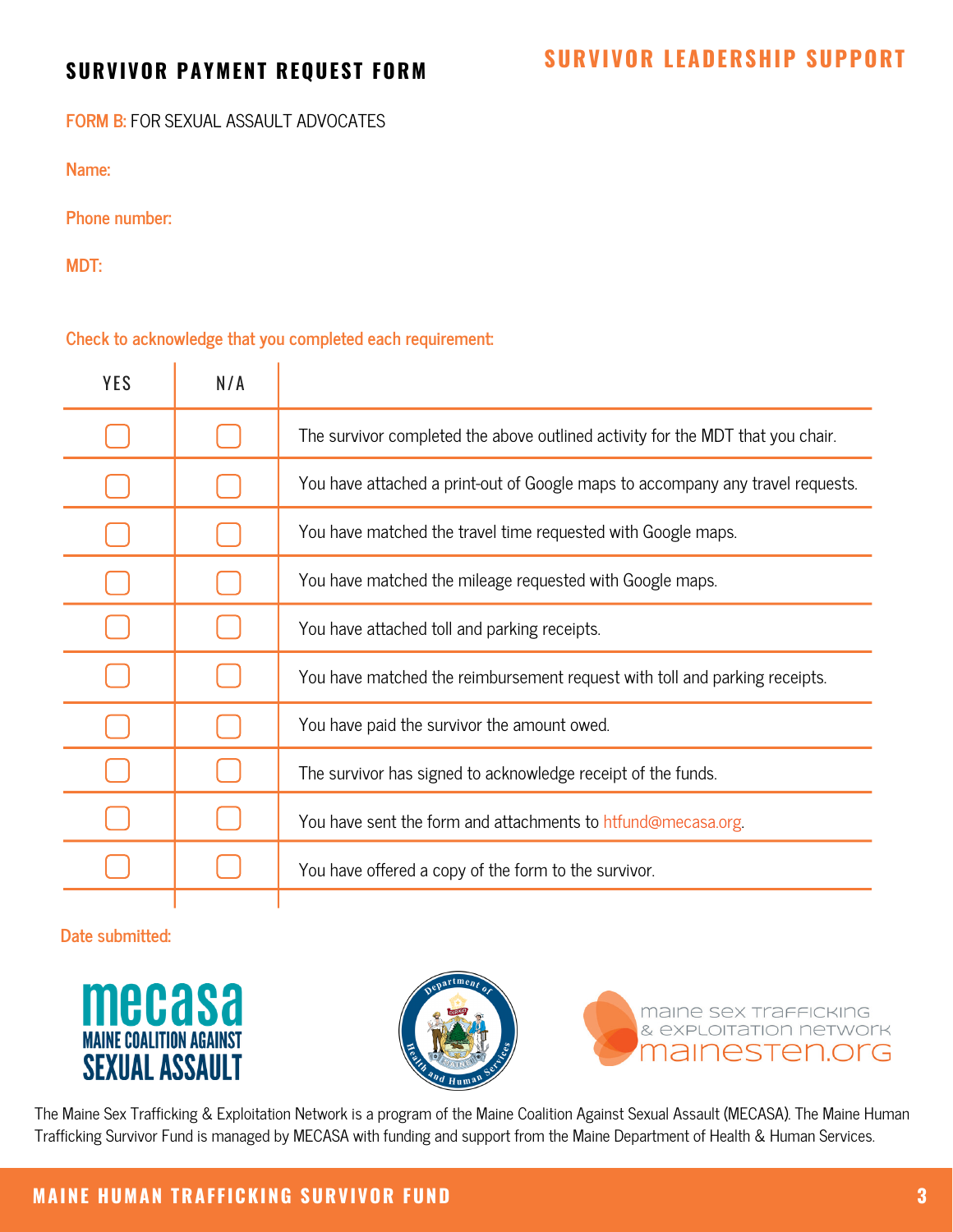## SURVIVOR LEADERSHIP SUPPORT

## SURVIVOR PAYMENT REQUEST FORM

FORM B: FOR SEXUAL ASSAULT ADVOCATES

Name:

Phone number:

MDT:

Check to acknowledge that you completed each requirement:

| YES | N/A | |
|---|---|---|
| ☐ | ☐ | The survivor completed the above outlined activity for the MDT that you chair. |
| ☐ | ☐ | You have attached a print-out of Google maps to accompany any travel requests. |
| ☐ | ☐ | You have matched the travel time requested with Google maps. |
| ☐ | ☐ | You have matched the mileage requested with Google maps. |
| ☐ | ☐ | You have attached toll and parking receipts. |
| ☐ | ☐ | You have matched the reimbursement request with toll and parking receipts. |
| ☐ | ☐ | You have paid the survivor the amount owed. |
| ☐ | ☐ | The survivor has signed to acknowledge receipt of the funds. |
| ☐ | ☐ | You have sent the form and attachments to htfund@mecasa.org. |
| ☐ | ☐ | You have offered a copy of the form to the survivor. |

Date submitted:

mecasa MAINE COALITION AGAINST SEXUAL ASSAULT

maine sex trafficking & exploitation network mainesten.org

The Maine Sex Trafficking & Exploitation Network is a program of the Maine Coalition Against Sexual Assault (MECASA). The Maine Human Trafficking Survivor Fund is managed by MECASA with funding and support from the Maine Department of Health & Human Services.